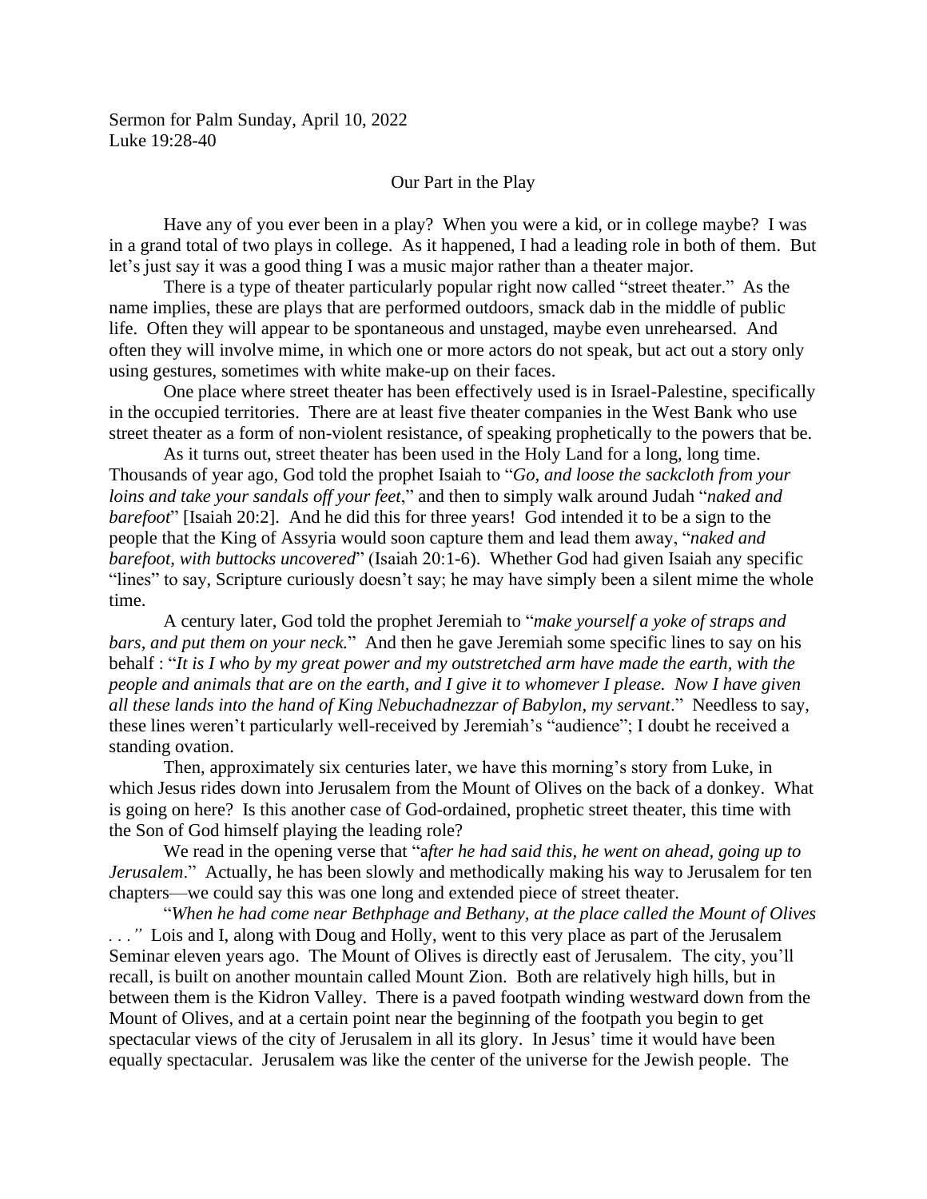Sermon for Palm Sunday, April 10, 2022
Luke 19:28-40

# Our Part in the Play

Have any of you ever been in a play? When you were a kid, or in college maybe? I was in a grand total of two plays in college. As it happened, I had a leading role in both of them. But let's just say it was a good thing I was a music major rather than a theater major.

There is a type of theater particularly popular right now called "street theater." As the name implies, these are plays that are performed outdoors, smack dab in the middle of public life. Often they will appear to be spontaneous and unstaged, maybe even unrehearsed. And often they will involve mime, in which one or more actors do not speak, but act out a story only using gestures, sometimes with white make-up on their faces.

One place where street theater has been effectively used is in Israel-Palestine, specifically in the occupied territories. There are at least five theater companies in the West Bank who use street theater as a form of non-violent resistance, of speaking prophetically to the powers that be.

As it turns out, street theater has been used in the Holy Land for a long, long time. Thousands of year ago, God told the prophet Isaiah to "*Go, and loose the sackcloth from your loins and take your sandals off your feet*," and then to simply walk around Judah "*naked and barefoot*" [Isaiah 20:2]. And he did this for three years! God intended it to be a sign to the people that the King of Assyria would soon capture them and lead them away, "*naked and barefoot, with buttocks uncovered*" (Isaiah 20:1-6). Whether God had given Isaiah any specific "lines" to say, Scripture curiously doesn't say; he may have simply been a silent mime the whole time.

A century later, God told the prophet Jeremiah to "*make yourself a yoke of straps and bars, and put them on your neck.*" And then he gave Jeremiah some specific lines to say on his behalf : "*It is I who by my great power and my outstretched arm have made the earth, with the people and animals that are on the earth, and I give it to whomever I please. Now I have given all these lands into the hand of King Nebuchadnezzar of Babylon, my servant*." Needless to say, these lines weren't particularly well-received by Jeremiah's "audience"; I doubt he received a standing ovation.

Then, approximately six centuries later, we have this morning's story from Luke, in which Jesus rides down into Jerusalem from the Mount of Olives on the back of a donkey. What is going on here? Is this another case of God-ordained, prophetic street theater, this time with the Son of God himself playing the leading role?

We read in the opening verse that "a*fter he had said this, he went on ahead, going up to Jerusalem*." Actually, he has been slowly and methodically making his way to Jerusalem for ten chapters—we could say this was one long and extended piece of street theater.

"*When he had come near Bethphage and Bethany, at the place called the Mount of Olives . . .*" Lois and I, along with Doug and Holly, went to this very place as part of the Jerusalem Seminar eleven years ago. The Mount of Olives is directly east of Jerusalem. The city, you'll recall, is built on another mountain called Mount Zion. Both are relatively high hills, but in between them is the Kidron Valley. There is a paved footpath winding westward down from the Mount of Olives, and at a certain point near the beginning of the footpath you begin to get spectacular views of the city of Jerusalem in all its glory. In Jesus' time it would have been equally spectacular. Jerusalem was like the center of the universe for the Jewish people. The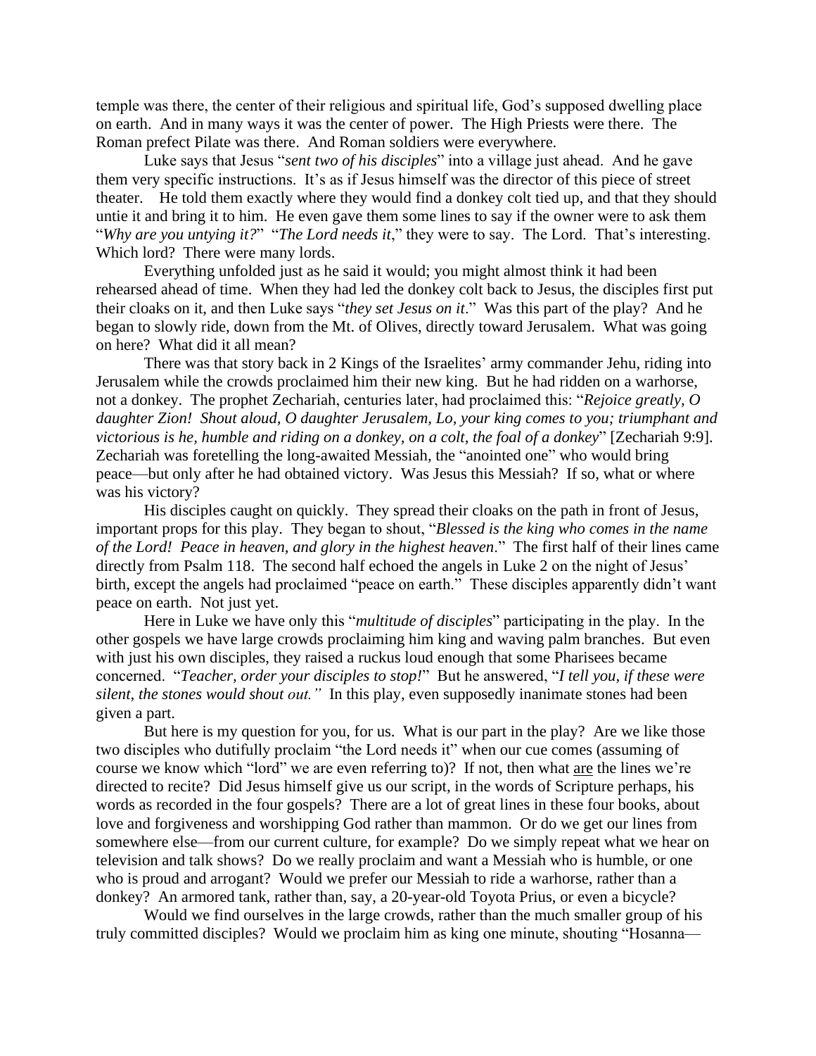temple was there, the center of their religious and spiritual life, God's supposed dwelling place on earth. And in many ways it was the center of power. The High Priests were there. The Roman prefect Pilate was there. And Roman soldiers were everywhere.

Luke says that Jesus "*sent two of his disciples*" into a village just ahead. And he gave them very specific instructions. It's as if Jesus himself was the director of this piece of street theater. He told them exactly where they would find a donkey colt tied up, and that they should untie it and bring it to him. He even gave them some lines to say if the owner were to ask them "*Why are you untying it?*" "*The Lord needs it*," they were to say. The Lord. That's interesting. Which lord? There were many lords.

Everything unfolded just as he said it would; you might almost think it had been rehearsed ahead of time. When they had led the donkey colt back to Jesus, the disciples first put their cloaks on it, and then Luke says "*they set Jesus on it*." Was this part of the play? And he began to slowly ride, down from the Mt. of Olives, directly toward Jerusalem. What was going on here? What did it all mean?

There was that story back in 2 Kings of the Israelites' army commander Jehu, riding into Jerusalem while the crowds proclaimed him their new king. But he had ridden on a warhorse, not a donkey. The prophet Zechariah, centuries later, had proclaimed this: "*Rejoice greatly, O daughter Zion! Shout aloud, O daughter Jerusalem, Lo, your king comes to you; triumphant and victorious is he, humble and riding on a donkey, on a colt, the foal of a donkey*" [Zechariah 9:9]. Zechariah was foretelling the long-awaited Messiah, the "anointed one" who would bring peace—but only after he had obtained victory. Was Jesus this Messiah? If so, what or where was his victory?

His disciples caught on quickly. They spread their cloaks on the path in front of Jesus, important props for this play. They began to shout, "*Blessed is the king who comes in the name of the Lord! Peace in heaven, and glory in the highest heaven*." The first half of their lines came directly from Psalm 118. The second half echoed the angels in Luke 2 on the night of Jesus' birth, except the angels had proclaimed "peace on earth." These disciples apparently didn't want peace on earth. Not just yet.

Here in Luke we have only this "*multitude of disciples*" participating in the play. In the other gospels we have large crowds proclaiming him king and waving palm branches. But even with just his own disciples, they raised a ruckus loud enough that some Pharisees became concerned. "*Teacher, order your disciples to stop!*" But he answered, "*I tell you, if these were silent, the stones would shout out.*" In this play, even supposedly inanimate stones had been given a part.

But here is my question for you, for us. What is our part in the play? Are we like those two disciples who dutifully proclaim "the Lord needs it" when our cue comes (assuming of course we know which "lord" we are even referring to)? If not, then what <u>are</u> the lines we're directed to recite? Did Jesus himself give us our script, in the words of Scripture perhaps, his words as recorded in the four gospels? There are a lot of great lines in these four books, about love and forgiveness and worshipping God rather than mammon. Or do we get our lines from somewhere else—from our current culture, for example? Do we simply repeat what we hear on television and talk shows? Do we really proclaim and want a Messiah who is humble, or one who is proud and arrogant? Would we prefer our Messiah to ride a warhorse, rather than a donkey? An armored tank, rather than, say, a 20-year-old Toyota Prius, or even a bicycle?

Would we find ourselves in the large crowds, rather than the much smaller group of his truly committed disciples? Would we proclaim him as king one minute, shouting "Hosanna—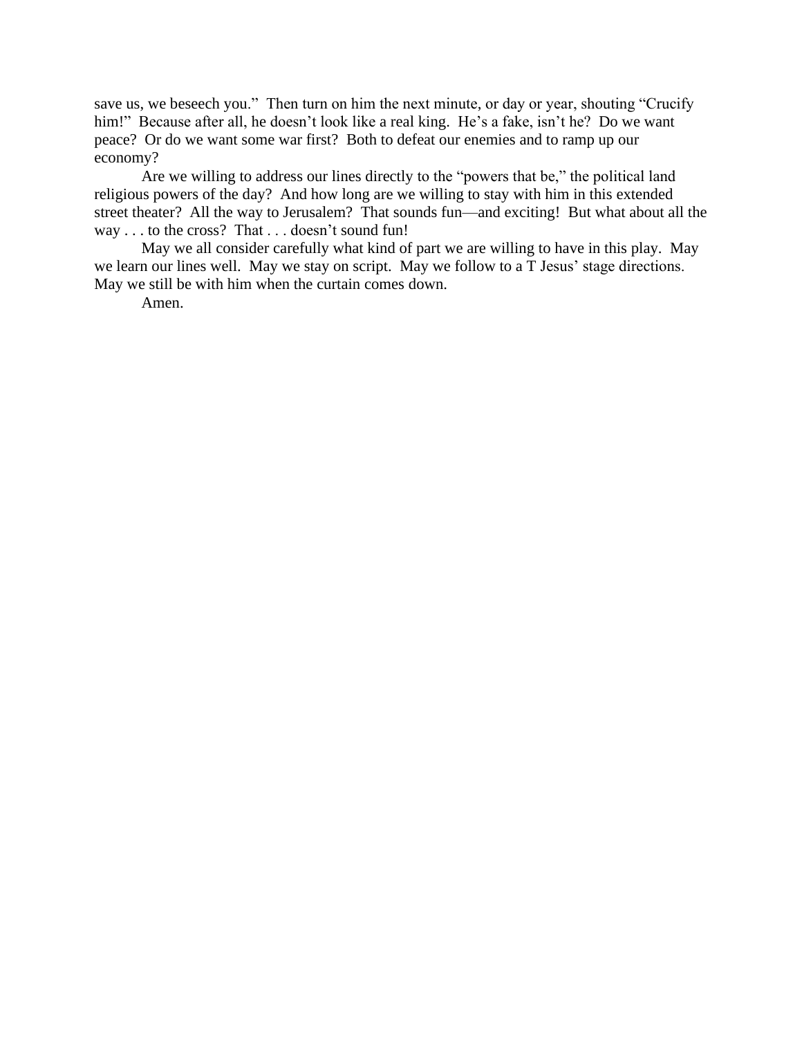save us, we beseech you." Then turn on him the next minute, or day or year, shouting "Crucify him!" Because after all, he doesn't look like a real king. He's a fake, isn't he? Do we want peace? Or do we want some war first? Both to defeat our enemies and to ramp up our economy?

Are we willing to address our lines directly to the "powers that be," the political land religious powers of the day? And how long are we willing to stay with him in this extended street theater? All the way to Jerusalem? That sounds fun—and exciting! But what about all the way . . . to the cross? That . . . doesn't sound fun!

May we all consider carefully what kind of part we are willing to have in this play. May we learn our lines well. May we stay on script. May we follow to a T Jesus' stage directions. May we still be with him when the curtain comes down.

Amen.